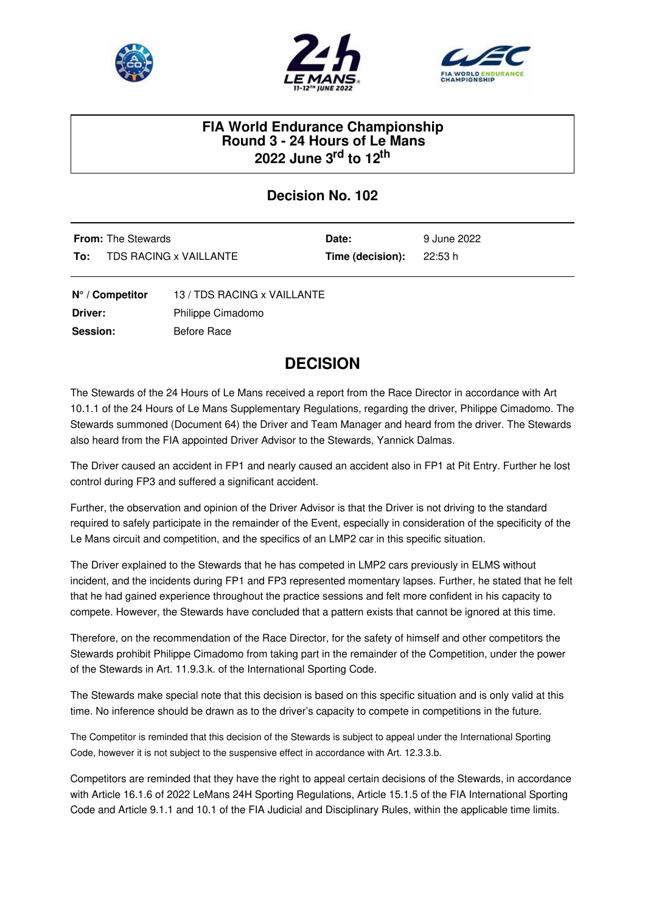**FIA World Endurance Championship**
**Round 3 - 24 Hours of Le Mans**
**2022 June 3rd to 12th**

## Decision No. 102

| | | | |
|---|---|---|---|
| **From:** The Stewards | | **Date:** | 9 June 2022 |
| **To:** | TDS RACING x VAILLANTE | **Time (decision):** | 22:53 h |

| | |
|---|---|
| **N° / Competitor** | 13 / TDS RACING x VAILLANTE |
| **Driver:** | Philippe Cimadomo |
| **Session:** | Before Race |

# DECISION

The Stewards of the 24 Hours of Le Mans received a report from the Race Director in accordance with Art 10.1.1 of the 24 Hours of Le Mans Supplementary Regulations, regarding the driver, Philippe Cimadomo. The Stewards summoned (Document 64) the Driver and Team Manager and heard from the driver. The Stewards also heard from the FIA appointed Driver Advisor to the Stewards, Yannick Dalmas.

The Driver caused an accident in FP1 and nearly caused an accident also in FP1 at Pit Entry. Further he lost control during FP3 and suffered a significant accident.

Further, the observation and opinion of the Driver Advisor is that the Driver is not driving to the standard required to safely participate in the remainder of the Event, especially in consideration of the specificity of the Le Mans circuit and competition, and the specifics of an LMP2 car in this specific situation.

The Driver explained to the Stewards that he has competed in LMP2 cars previously in ELMS without incident, and the incidents during FP1 and FP3 represented momentary lapses. Further, he stated that he felt that he had gained experience throughout the practice sessions and felt more confident in his capacity to compete. However, the Stewards have concluded that a pattern exists that cannot be ignored at this time.

Therefore, on the recommendation of the Race Director, for the safety of himself and other competitors the Stewards prohibit Philippe Cimadomo from taking part in the remainder of the Competition, under the power of the Stewards in Art. 11.9.3.k. of the International Sporting Code.

The Stewards make special note that this decision is based on this specific situation and is only valid at this time. No inference should be drawn as to the driver's capacity to compete in competitions in the future.

The Competitor is reminded that this decision of the Stewards is subject to appeal under the International Sporting Code, however it is not subject to the suspensive effect in accordance with Art. 12.3.3.b.

Competitors are reminded that they have the right to appeal certain decisions of the Stewards, in accordance with Article 16.1.6 of 2022 LeMans 24H Sporting Regulations, Article 15.1.5 of the FIA International Sporting Code and Article 9.1.1 and 10.1 of the FIA Judicial and Disciplinary Rules, within the applicable time limits.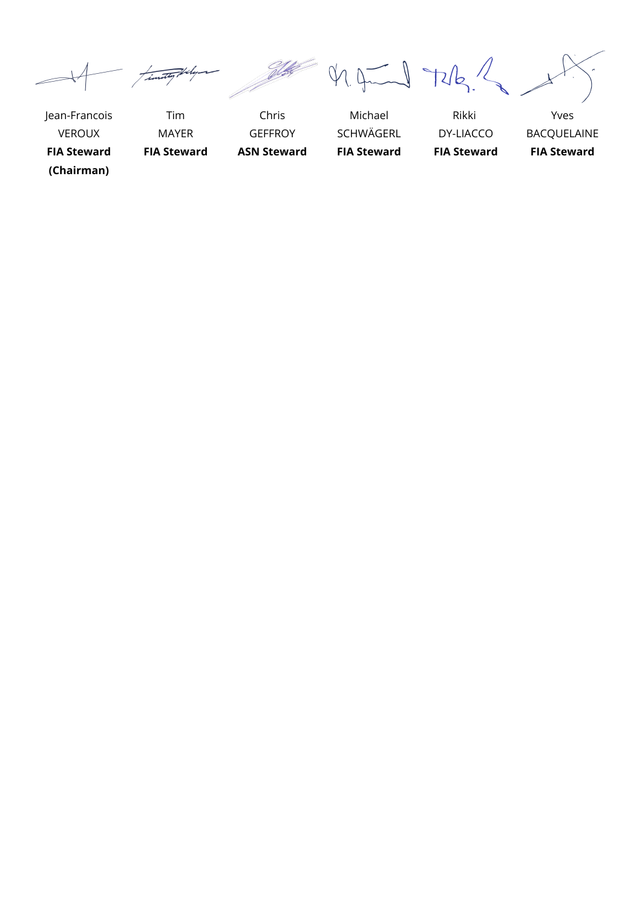| | | | | | |
|---|---|---|---|---|---|
| Jean-Francois VEROUX **FIA Steward (Chairman)** | Tim MAYER **FIA Steward** | Chris GEFFROY **ASN Steward** | Michael SCHWÄGERL **FIA Steward** | Rikki DY-LIACCO **FIA Steward** | Yves BACQUELAINE **FIA Steward** |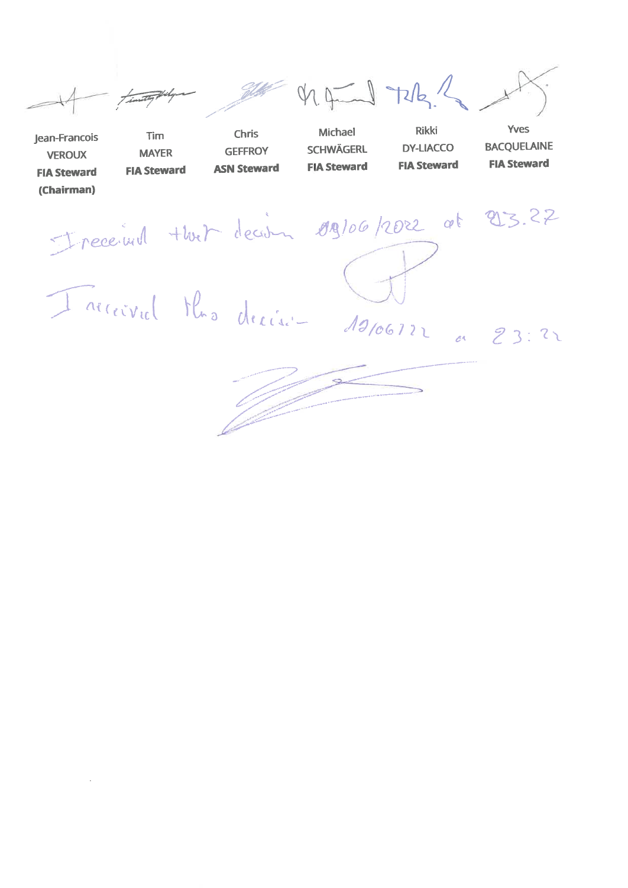| | | | | | |
|---|---|---|---|---|---|
| Jean-Francois VEROUX **FIA Steward (Chairman)** | Tim MAYER **FIA Steward** | Chris GEFFROY **ASN Steward** | Michael SCHWÄGERL **FIA Steward** | Rikki DY-LIACCO **FIA Steward** | Yves BACQUELAINE **FIA Steward** |

I received that decision 09/06/2022 at 23.22

I received this decision 10/06/22 at 23:22